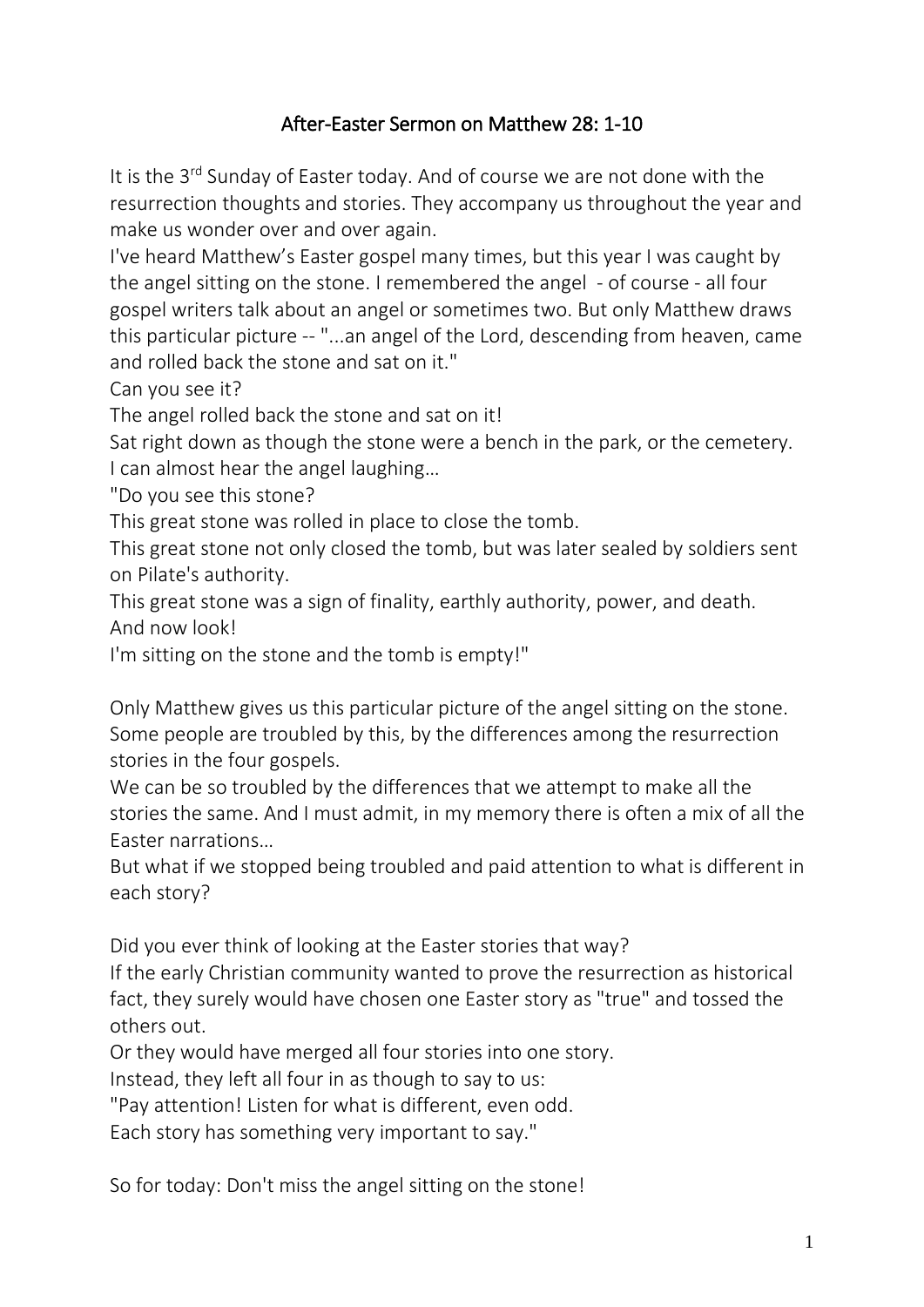# After-Easter Sermon on Matthew 28: 1-10

It is the 3rd Sunday of Easter today. And of course we are not done with the resurrection thoughts and stories. They accompany us throughout the year and make us wonder over and over again.

I've heard Matthew's Easter gospel many times, but this year I was caught by the angel sitting on the stone. I remembered the angel - of course - all four gospel writers talk about an angel or sometimes two. But only Matthew draws this particular picture -- "...an angel of the Lord, descending from heaven, came and rolled back the stone and sat on it."

Can you see it?

The angel rolled back the stone and sat on it!

Sat right down as though the stone were a bench in the park, or the cemetery.

I can almost hear the angel laughing…

"Do you see this stone?

This great stone was rolled in place to close the tomb.

This great stone not only closed the tomb, but was later sealed by soldiers sent on Pilate's authority.

This great stone was a sign of finality, earthly authority, power, and death.

And now look!

I'm sitting on the stone and the tomb is empty!"

Only Matthew gives us this particular picture of the angel sitting on the stone. Some people are troubled by this, by the differences among the resurrection stories in the four gospels.

We can be so troubled by the differences that we attempt to make all the stories the same. And I must admit, in my memory there is often a mix of all the Easter narrations…

But what if we stopped being troubled and paid attention to what is different in each story?

Did you ever think of looking at the Easter stories that way?

If the early Christian community wanted to prove the resurrection as historical fact, they surely would have chosen one Easter story as "true" and tossed the others out.

Or they would have merged all four stories into one story.

Instead, they left all four in as though to say to us:

"Pay attention! Listen for what is different, even odd.

Each story has something very important to say."

So for today: Don't miss the angel sitting on the stone!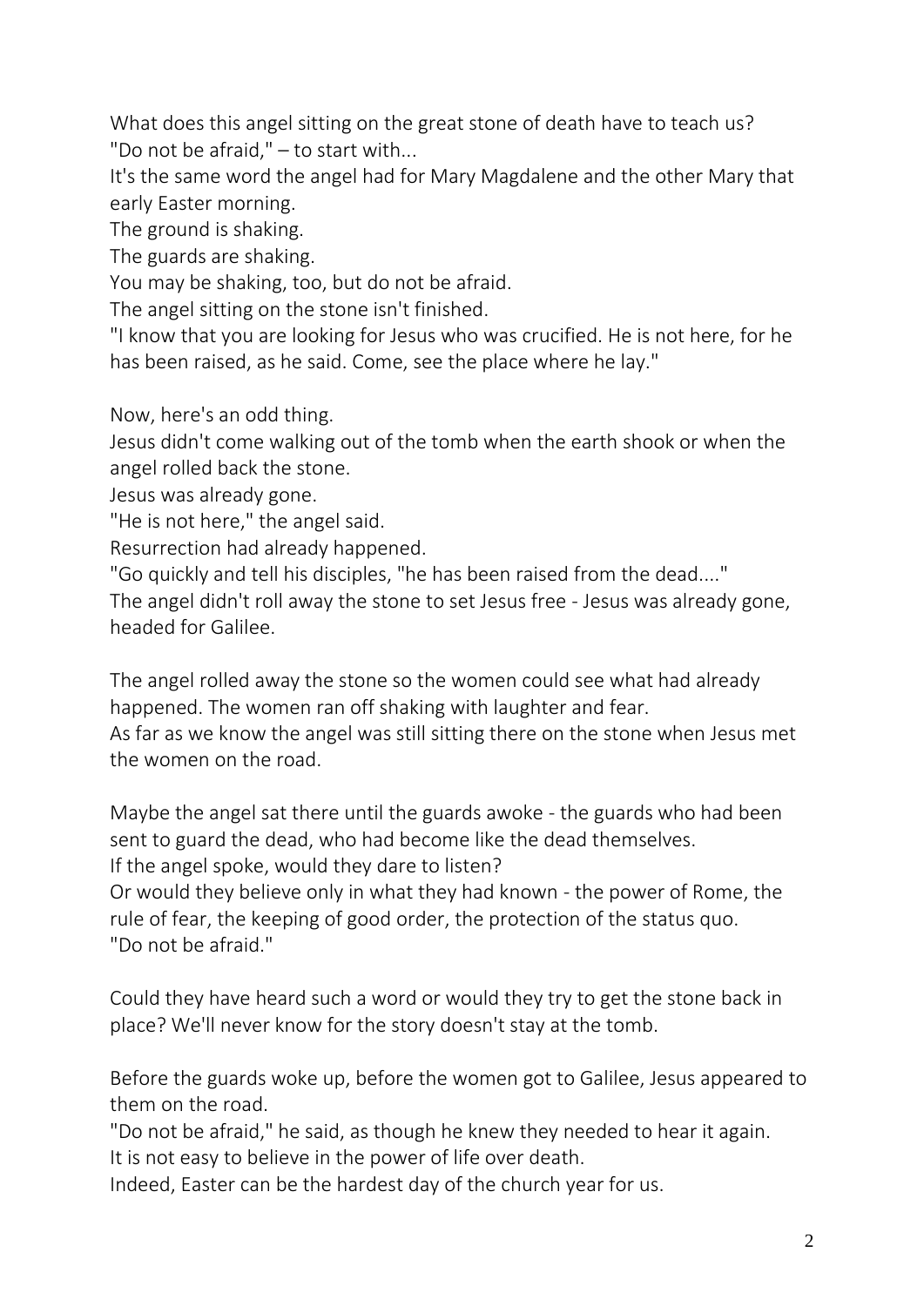What does this angel sitting on the great stone of death have to teach us?
"Do not be afraid," – to start with...

It's the same word the angel had for Mary Magdalene and the other Mary that early Easter morning.

The ground is shaking.

The guards are shaking.

You may be shaking, too, but do not be afraid.

The angel sitting on the stone isn't finished.

"I know that you are looking for Jesus who was crucified. He is not here, for he has been raised, as he said. Come, see the place where he lay."

Now, here's an odd thing.

Jesus didn't come walking out of the tomb when the earth shook or when the angel rolled back the stone.

Jesus was already gone.

"He is not here," the angel said.

Resurrection had already happened.

"Go quickly and tell his disciples, "he has been raised from the dead...."

The angel didn't roll away the stone to set Jesus free - Jesus was already gone, headed for Galilee.

The angel rolled away the stone so the women could see what had already happened. The women ran off shaking with laughter and fear.

As far as we know the angel was still sitting there on the stone when Jesus met the women on the road.

Maybe the angel sat there until the guards awoke - the guards who had been sent to guard the dead, who had become like the dead themselves.

If the angel spoke, would they dare to listen?

Or would they believe only in what they had known - the power of Rome, the rule of fear, the keeping of good order, the protection of the status quo.

"Do not be afraid."

Could they have heard such a word or would they try to get the stone back in place? We'll never know for the story doesn't stay at the tomb.

Before the guards woke up, before the women got to Galilee, Jesus appeared to them on the road.

"Do not be afraid," he said, as though he knew they needed to hear it again.

It is not easy to believe in the power of life over death.

Indeed, Easter can be the hardest day of the church year for us.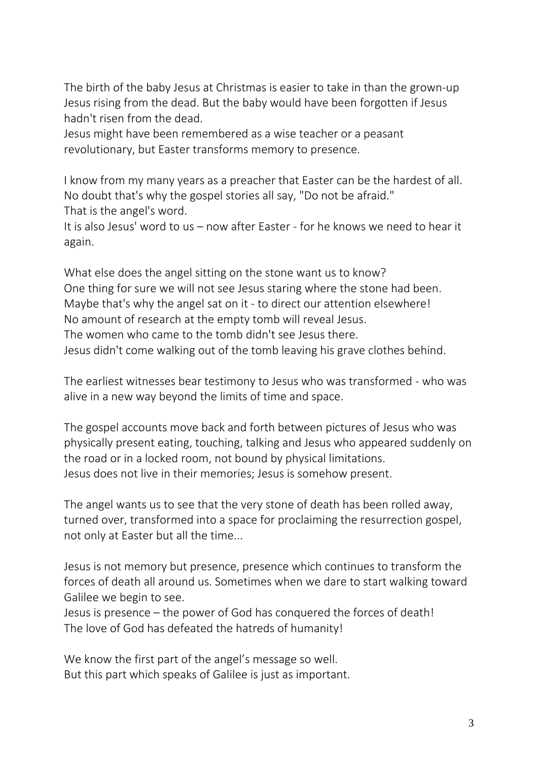The birth of the baby Jesus at Christmas is easier to take in than the grown-up Jesus rising from the dead. But the baby would have been forgotten if Jesus hadn't risen from the dead.
Jesus might have been remembered as a wise teacher or a peasant revolutionary, but Easter transforms memory to presence.

I know from my many years as a preacher that Easter can be the hardest of all. No doubt that's why the gospel stories all say, "Do not be afraid."
That is the angel's word.
It is also Jesus' word to us – now after Easter - for he knows we need to hear it again.

What else does the angel sitting on the stone want us to know?
One thing for sure we will not see Jesus staring where the stone had been.
Maybe that's why the angel sat on it - to direct our attention elsewhere!
No amount of research at the empty tomb will reveal Jesus.
The women who came to the tomb didn't see Jesus there.
Jesus didn't come walking out of the tomb leaving his grave clothes behind.

The earliest witnesses bear testimony to Jesus who was transformed - who was alive in a new way beyond the limits of time and space.

The gospel accounts move back and forth between pictures of Jesus who was physically present eating, touching, talking and Jesus who appeared suddenly on the road or in a locked room, not bound by physical limitations.
Jesus does not live in their memories; Jesus is somehow present.

The angel wants us to see that the very stone of death has been rolled away, turned over, transformed into a space for proclaiming the resurrection gospel, not only at Easter but all the time...

Jesus is not memory but presence, presence which continues to transform the forces of death all around us. Sometimes when we dare to start walking toward Galilee we begin to see.
Jesus is presence – the power of God has conquered the forces of death!
The love of God has defeated the hatreds of humanity!

We know the first part of the angel's message so well.
But this part which speaks of Galilee is just as important.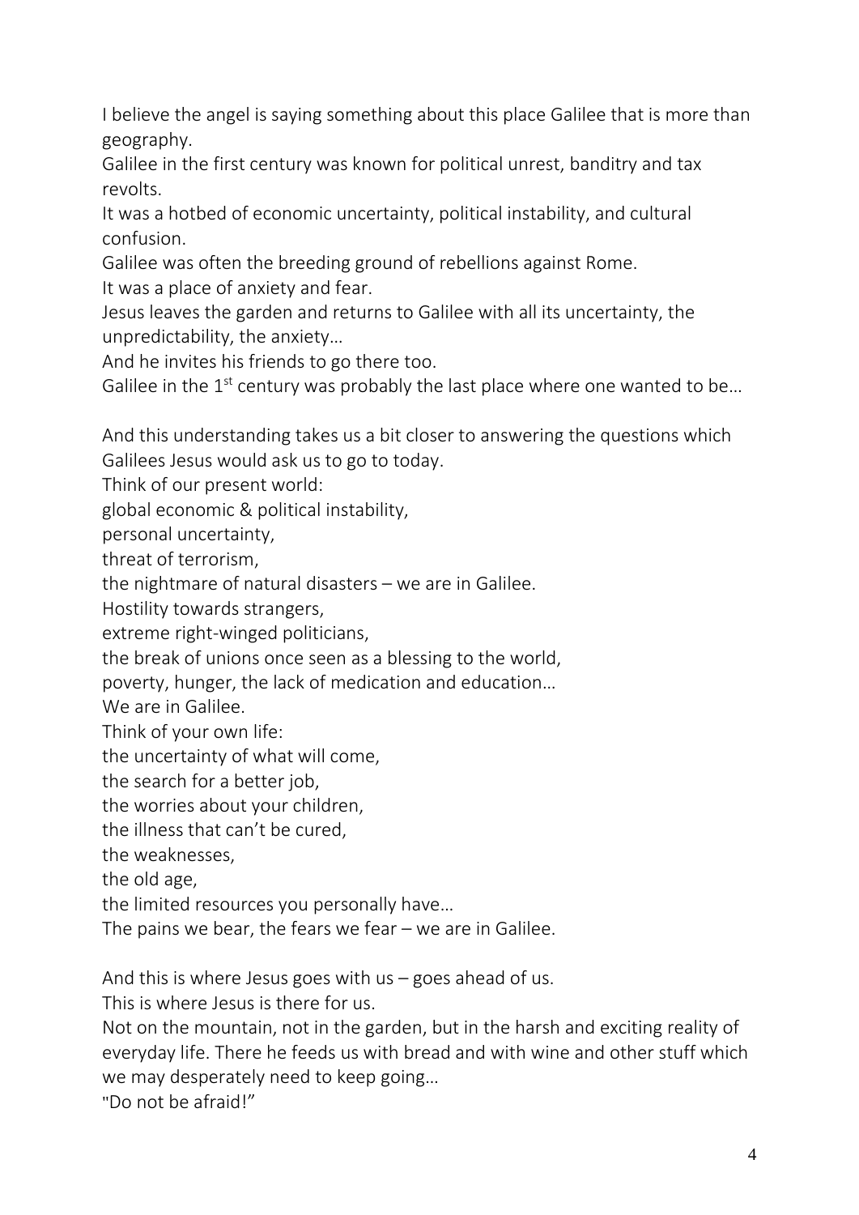I believe the angel is saying something about this place Galilee that is more than geography.
Galilee in the first century was known for political unrest, banditry and tax revolts.
It was a hotbed of economic uncertainty, political instability, and cultural confusion.
Galilee was often the breeding ground of rebellions against Rome.
It was a place of anxiety and fear.
Jesus leaves the garden and returns to Galilee with all its uncertainty, the unpredictability, the anxiety…
And he invites his friends to go there too.
Galilee in the 1st century was probably the last place where one wanted to be…

And this understanding takes us a bit closer to answering the questions which Galilees Jesus would ask us to go to today.
Think of our present world:
global economic & political instability,
personal uncertainty,
threat of terrorism,
the nightmare of natural disasters – we are in Galilee.
Hostility towards strangers,
extreme right-winged politicians,
the break of unions once seen as a blessing to the world,
poverty, hunger, the lack of medication and education…
We are in Galilee.
Think of your own life:
the uncertainty of what will come,
the search for a better job,
the worries about your children,
the illness that can't be cured,
the weaknesses,
the old age,
the limited resources you personally have…
The pains we bear, the fears we fear – we are in Galilee.

And this is where Jesus goes with us – goes ahead of us.
This is where Jesus is there for us.
Not on the mountain, not in the garden, but in the harsh and exciting reality of everyday life. There he feeds us with bread and with wine and other stuff which we may desperately need to keep going…
"Do not be afraid!"